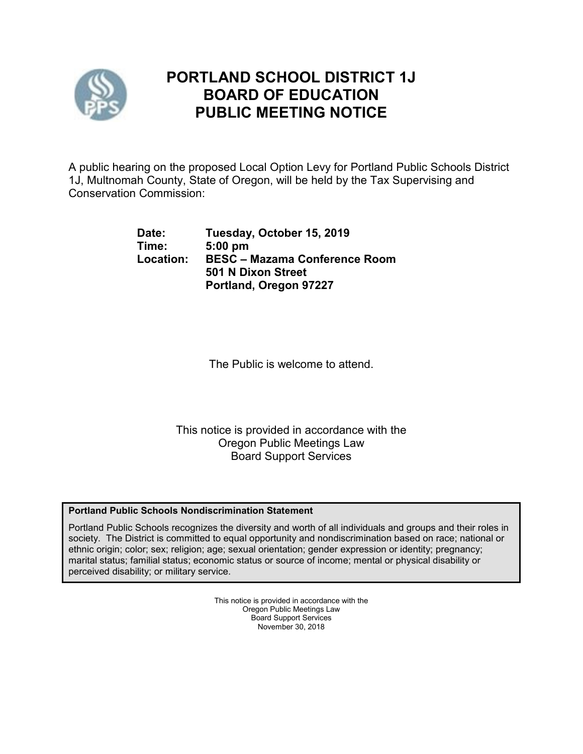# PORTLAND SCHOOL DISTRICT 1J
# BOARD OF EDUCATION
# PUBLIC MEETING NOTICE

A public hearing on the proposed Local Option Levy for Portland Public Schools District 1J, Multnomah County, State of Oregon, will be held by the Tax Supervising and Conservation Commission:

**Date:** **Tuesday, October 15, 2019**
**Time:** **5:00 pm**
**Location:** **BESC – Mazama Conference Room**
**501 N Dixon Street**
**Portland, Oregon 97227**

The Public is welcome to attend.

This notice is provided in accordance with the
Oregon Public Meetings Law
Board Support Services

**Portland Public Schools Nondiscrimination Statement**

Portland Public Schools recognizes the diversity and worth of all individuals and groups and their roles in society. The District is committed to equal opportunity and nondiscrimination based on race; national or ethnic origin; color; sex; religion; age; sexual orientation; gender expression or identity; pregnancy; marital status; familial status; economic status or source of income; mental or physical disability or perceived disability; or military service.

This notice is provided in accordance with the
Oregon Public Meetings Law
Board Support Services
November 30, 2018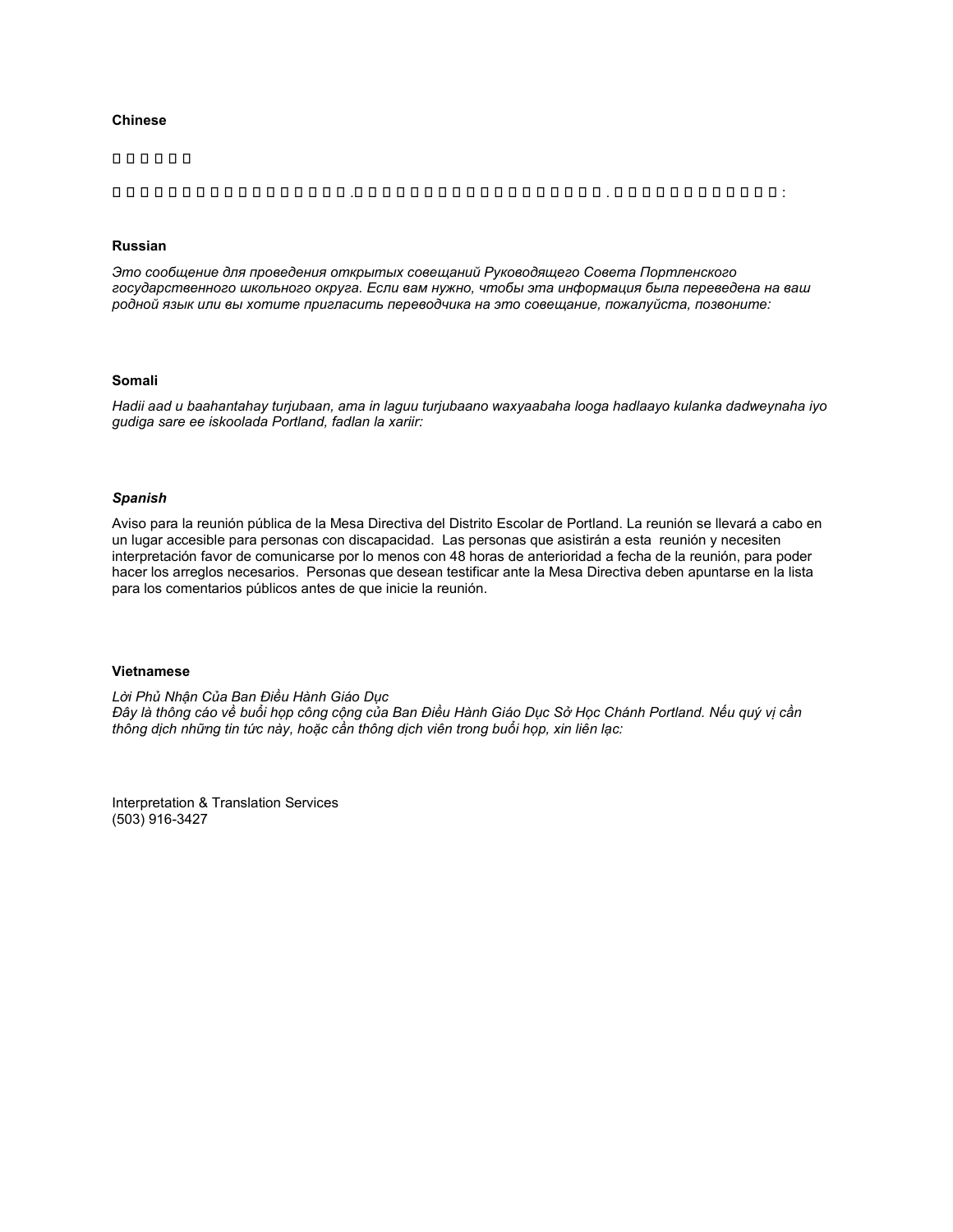**Chinese**

□ □ □ □ □ □

□ □ □ □ □ □ □ □ □ □ □ □ □ □ □ □ □ □ .□ □ □ □ □ □ □ □ □ □ □ □ □ □ □ □ □ □ □ . □ □ □ □ □ □ □ □ □ □ □ □ :

**Russian**

*Это сообщение для проведения открытых совещаний Руководящего Совета Портленского государственного школьного округа. Если вам нужно, чтобы эта информация была переведена на ваш родной язык или вы хотите пригласить переводчика на это совещание, пожалуйста, позвоните:*

**Somali**

*Hadii aad u baahantahay turjubaan, ama in laguu turjubaano waxyaabaha looga hadlaayo kulanka dadweynaha iyo gudiga sare ee iskoolada Portland, fadlan la xariir:*

***Spanish***

Aviso para la reunión pública de la Mesa Directiva del Distrito Escolar de Portland. La reunión se llevará a cabo en un lugar accesible para personas con discapacidad. Las personas que asistirán a esta reunión y necesiten interpretación favor de comunicarse por lo menos con 48 horas de anterioridad a fecha de la reunión, para poder hacer los arreglos necesarios. Personas que desean testificar ante la Mesa Directiva deben apuntarse en la lista para los comentarios públicos antes de que inicie la reunión.

**Vietnamese**

*Lời Phủ Nhận Của Ban Điều Hành Giáo Dục*
*Đây là thông cáo về buổi họp công cộng của Ban Điều Hành Giáo Dục Sở Học Chánh Portland. Nếu quý vị cần thông dịch những tin tức này, hoặc cần thông dịch viên trong buổi họp, xin liên lạc:*

Interpretation & Translation Services
(503) 916-3427